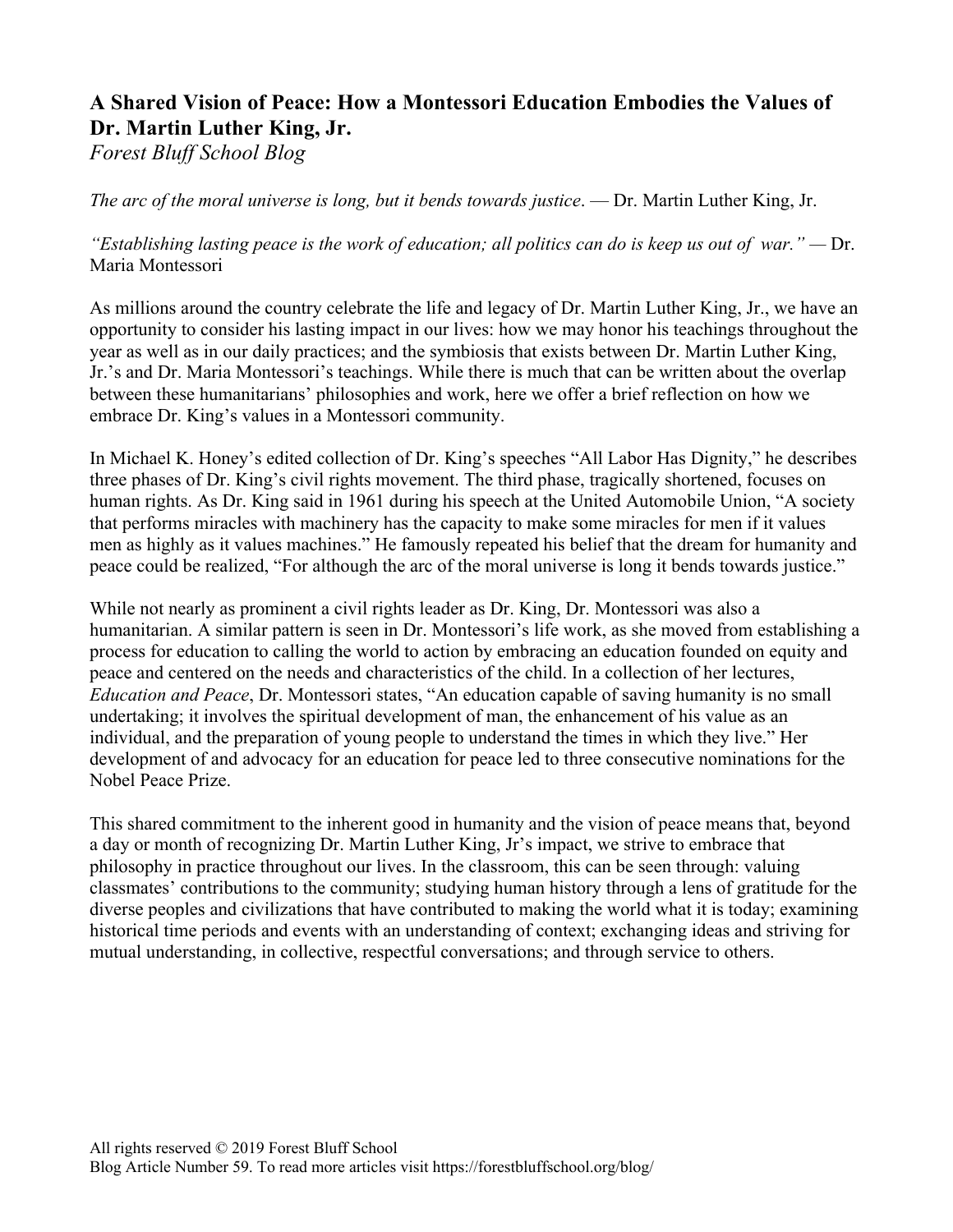# A Shared Vision of Peace: How a Montessori Education Embodies the Values of Dr. Martin Luther King, Jr.

*Forest Bluff School Blog*

*The arc of the moral universe is long, but it bends towards justice*. — Dr. Martin Luther King, Jr.

*"Establishing lasting peace is the work of education; all politics can do is keep us out of war."* — Dr. Maria Montessori

As millions around the country celebrate the life and legacy of Dr. Martin Luther King, Jr., we have an opportunity to consider his lasting impact in our lives: how we may honor his teachings throughout the year as well as in our daily practices; and the symbiosis that exists between Dr. Martin Luther King, Jr.'s and Dr. Maria Montessori's teachings. While there is much that can be written about the overlap between these humanitarians' philosophies and work, here we offer a brief reflection on how we embrace Dr. King's values in a Montessori community.

In Michael K. Honey's edited collection of Dr. King's speeches "All Labor Has Dignity," he describes three phases of Dr. King's civil rights movement. The third phase, tragically shortened, focuses on human rights. As Dr. King said in 1961 during his speech at the United Automobile Union, "A society that performs miracles with machinery has the capacity to make some miracles for men if it values men as highly as it values machines." He famously repeated his belief that the dream for humanity and peace could be realized, "For although the arc of the moral universe is long it bends towards justice."

While not nearly as prominent a civil rights leader as Dr. King, Dr. Montessori was also a humanitarian. A similar pattern is seen in Dr. Montessori's life work, as she moved from establishing a process for education to calling the world to action by embracing an education founded on equity and peace and centered on the needs and characteristics of the child. In a collection of her lectures, *Education and Peace*, Dr. Montessori states, "An education capable of saving humanity is no small undertaking; it involves the spiritual development of man, the enhancement of his value as an individual, and the preparation of young people to understand the times in which they live." Her development of and advocacy for an education for peace led to three consecutive nominations for the Nobel Peace Prize.

This shared commitment to the inherent good in humanity and the vision of peace means that, beyond a day or month of recognizing Dr. Martin Luther King, Jr's impact, we strive to embrace that philosophy in practice throughout our lives. In the classroom, this can be seen through: valuing classmates' contributions to the community; studying human history through a lens of gratitude for the diverse peoples and civilizations that have contributed to making the world what it is today; examining historical time periods and events with an understanding of context; exchanging ideas and striving for mutual understanding, in collective, respectful conversations; and through service to others.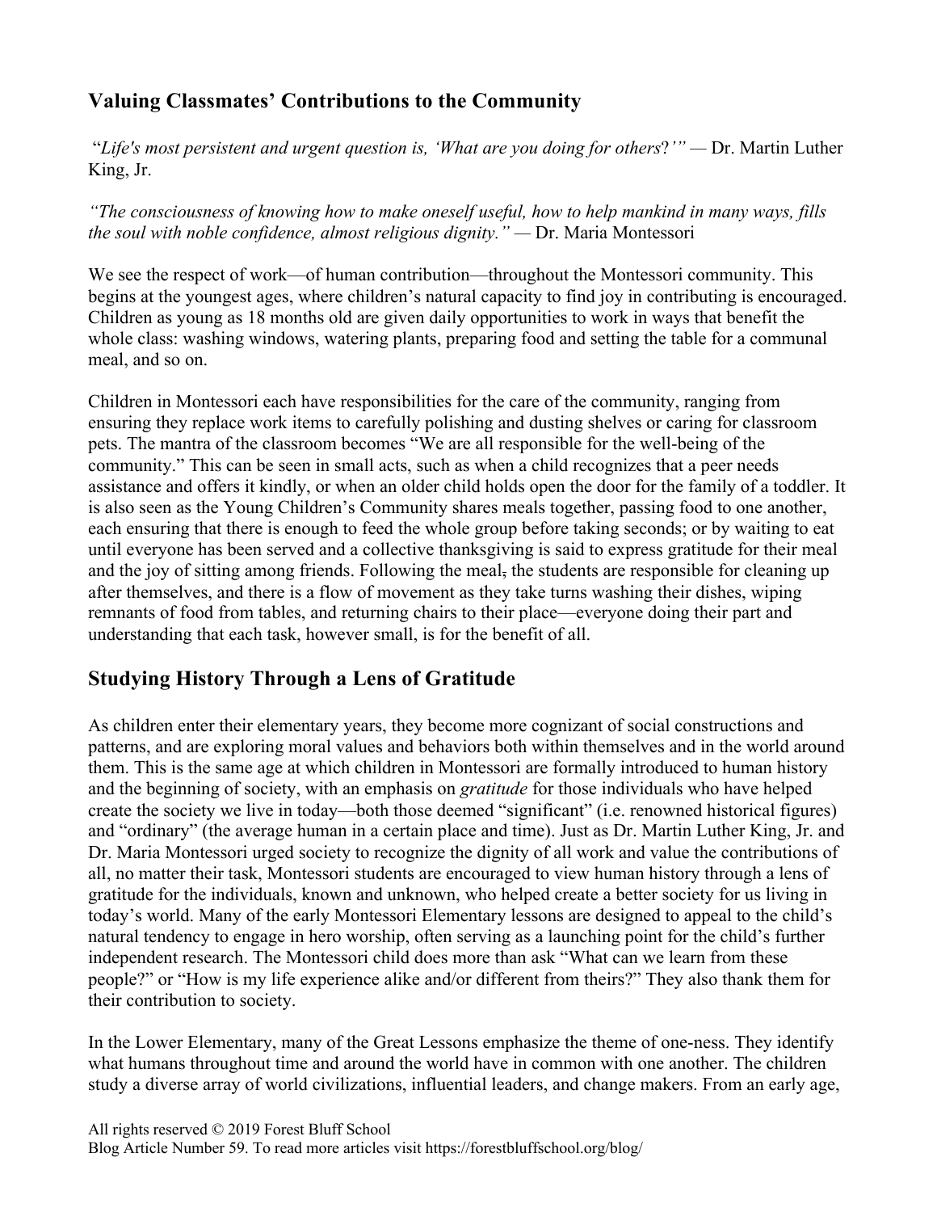## Valuing Classmates' Contributions to the Community

"*Life's most persistent and urgent question is, 'What are you doing for others*?'" — Dr. Martin Luther King, Jr.

*"The consciousness of knowing how to make oneself useful, how to help mankind in many ways, fills the soul with noble confidence, almost religious dignity."* — Dr. Maria Montessori

We see the respect of work—of human contribution—throughout the Montessori community. This begins at the youngest ages, where children's natural capacity to find joy in contributing is encouraged. Children as young as 18 months old are given daily opportunities to work in ways that benefit the whole class: washing windows, watering plants, preparing food and setting the table for a communal meal, and so on.

Children in Montessori each have responsibilities for the care of the community, ranging from ensuring they replace work items to carefully polishing and dusting shelves or caring for classroom pets. The mantra of the classroom becomes "We are all responsible for the well-being of the community." This can be seen in small acts, such as when a child recognizes that a peer needs assistance and offers it kindly, or when an older child holds open the door for the family of a toddler. It is also seen as the Young Children's Community shares meals together, passing food to one another, each ensuring that there is enough to feed the whole group before taking seconds; or by waiting to eat until everyone has been served and a collective thanksgiving is said to express gratitude for their meal and the joy of sitting among friends. Following the meal, the students are responsible for cleaning up after themselves, and there is a flow of movement as they take turns washing their dishes, wiping remnants of food from tables, and returning chairs to their place—everyone doing their part and understanding that each task, however small, is for the benefit of all.

## Studying History Through a Lens of Gratitude

As children enter their elementary years, they become more cognizant of social constructions and patterns, and are exploring moral values and behaviors both within themselves and in the world around them. This is the same age at which children in Montessori are formally introduced to human history and the beginning of society, with an emphasis on *gratitude* for those individuals who have helped create the society we live in today—both those deemed "significant" (i.e. renowned historical figures) and "ordinary" (the average human in a certain place and time). Just as Dr. Martin Luther King, Jr. and Dr. Maria Montessori urged society to recognize the dignity of all work and value the contributions of all, no matter their task, Montessori students are encouraged to view human history through a lens of gratitude for the individuals, known and unknown, who helped create a better society for us living in today's world. Many of the early Montessori Elementary lessons are designed to appeal to the child's natural tendency to engage in hero worship, often serving as a launching point for the child's further independent research. The Montessori child does more than ask "What can we learn from these people?" or "How is my life experience alike and/or different from theirs?" They also thank them for their contribution to society.

In the Lower Elementary, many of the Great Lessons emphasize the theme of one-ness. They identify what humans throughout time and around the world have in common with one another. The children study a diverse array of world civilizations, influential leaders, and change makers. From an early age,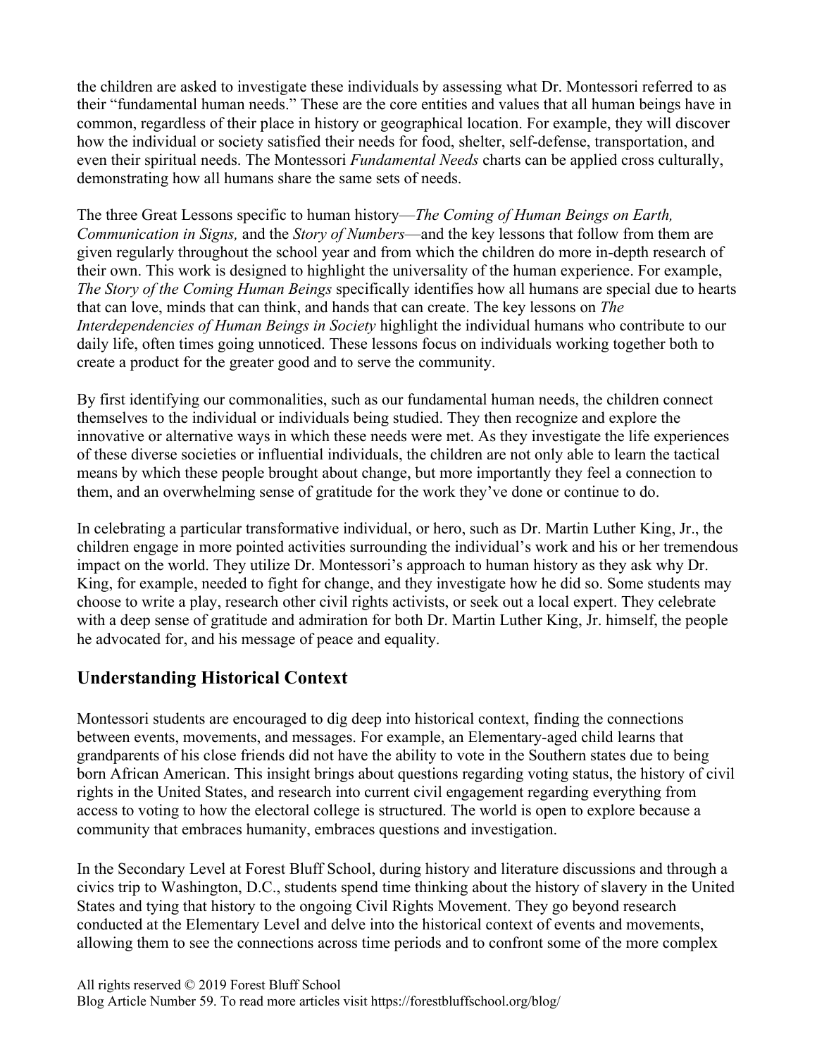the children are asked to investigate these individuals by assessing what Dr. Montessori referred to as their "fundamental human needs." These are the core entities and values that all human beings have in common, regardless of their place in history or geographical location. For example, they will discover how the individual or society satisfied their needs for food, shelter, self-defense, transportation, and even their spiritual needs. The Montessori *Fundamental Needs* charts can be applied cross culturally, demonstrating how all humans share the same sets of needs.

The three Great Lessons specific to human history—*The Coming of Human Beings on Earth, Communication in Signs,* and the *Story of Numbers*—and the key lessons that follow from them are given regularly throughout the school year and from which the children do more in-depth research of their own. This work is designed to highlight the universality of the human experience. For example, *The Story of the Coming Human Beings* specifically identifies how all humans are special due to hearts that can love, minds that can think, and hands that can create. The key lessons on *The Interdependencies of Human Beings in Society* highlight the individual humans who contribute to our daily life, often times going unnoticed. These lessons focus on individuals working together both to create a product for the greater good and to serve the community.

By first identifying our commonalities, such as our fundamental human needs, the children connect themselves to the individual or individuals being studied. They then recognize and explore the innovative or alternative ways in which these needs were met. As they investigate the life experiences of these diverse societies or influential individuals, the children are not only able to learn the tactical means by which these people brought about change, but more importantly they feel a connection to them, and an overwhelming sense of gratitude for the work they've done or continue to do.

In celebrating a particular transformative individual, or hero, such as Dr. Martin Luther King, Jr., the children engage in more pointed activities surrounding the individual's work and his or her tremendous impact on the world. They utilize Dr. Montessori's approach to human history as they ask why Dr. King, for example, needed to fight for change, and they investigate how he did so. Some students may choose to write a play, research other civil rights activists, or seek out a local expert. They celebrate with a deep sense of gratitude and admiration for both Dr. Martin Luther King, Jr. himself, the people he advocated for, and his message of peace and equality.

## Understanding Historical Context

Montessori students are encouraged to dig deep into historical context, finding the connections between events, movements, and messages. For example, an Elementary-aged child learns that grandparents of his close friends did not have the ability to vote in the Southern states due to being born African American. This insight brings about questions regarding voting status, the history of civil rights in the United States, and research into current civil engagement regarding everything from access to voting to how the electoral college is structured. The world is open to explore because a community that embraces humanity, embraces questions and investigation.

In the Secondary Level at Forest Bluff School, during history and literature discussions and through a civics trip to Washington, D.C., students spend time thinking about the history of slavery in the United States and tying that history to the ongoing Civil Rights Movement. They go beyond research conducted at the Elementary Level and delve into the historical context of events and movements, allowing them to see the connections across time periods and to confront some of the more complex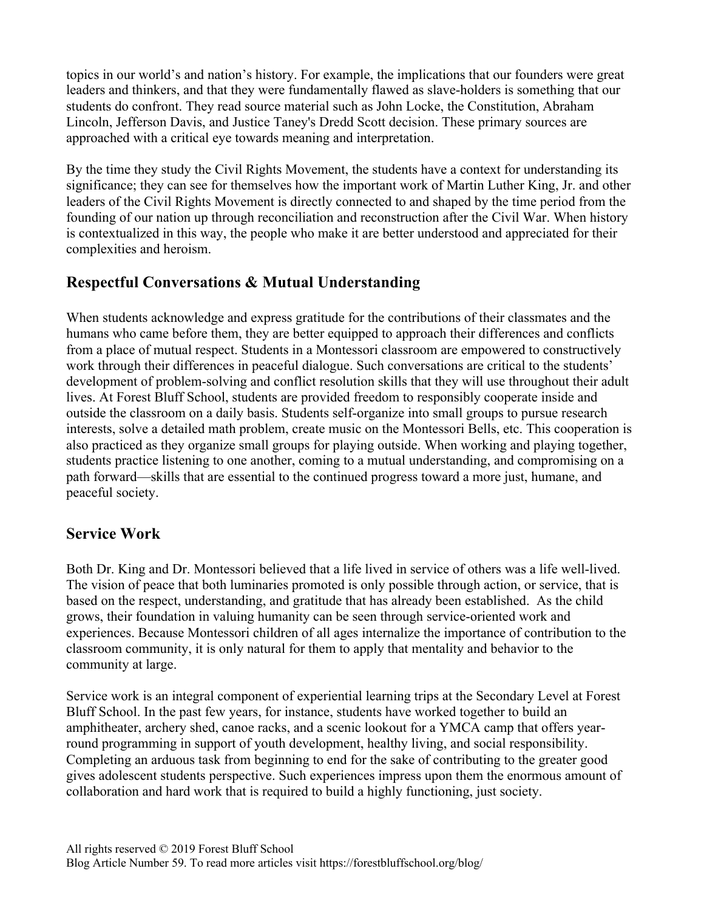topics in our world's and nation's history. For example, the implications that our founders were great leaders and thinkers, and that they were fundamentally flawed as slave-holders is something that our students do confront. They read source material such as John Locke, the Constitution, Abraham Lincoln, Jefferson Davis, and Justice Taney's Dredd Scott decision. These primary sources are approached with a critical eye towards meaning and interpretation.

By the time they study the Civil Rights Movement, the students have a context for understanding its significance; they can see for themselves how the important work of Martin Luther King, Jr. and other leaders of the Civil Rights Movement is directly connected to and shaped by the time period from the founding of our nation up through reconciliation and reconstruction after the Civil War. When history is contextualized in this way, the people who make it are better understood and appreciated for their complexities and heroism.

## Respectful Conversations & Mutual Understanding

When students acknowledge and express gratitude for the contributions of their classmates and the humans who came before them, they are better equipped to approach their differences and conflicts from a place of mutual respect. Students in a Montessori classroom are empowered to constructively work through their differences in peaceful dialogue. Such conversations are critical to the students' development of problem-solving and conflict resolution skills that they will use throughout their adult lives. At Forest Bluff School, students are provided freedom to responsibly cooperate inside and outside the classroom on a daily basis. Students self-organize into small groups to pursue research interests, solve a detailed math problem, create music on the Montessori Bells, etc. This cooperation is also practiced as they organize small groups for playing outside. When working and playing together, students practice listening to one another, coming to a mutual understanding, and compromising on a path forward—skills that are essential to the continued progress toward a more just, humane, and peaceful society.

## Service Work

Both Dr. King and Dr. Montessori believed that a life lived in service of others was a life well-lived. The vision of peace that both luminaries promoted is only possible through action, or service, that is based on the respect, understanding, and gratitude that has already been established. As the child grows, their foundation in valuing humanity can be seen through service-oriented work and experiences. Because Montessori children of all ages internalize the importance of contribution to the classroom community, it is only natural for them to apply that mentality and behavior to the community at large.

Service work is an integral component of experiential learning trips at the Secondary Level at Forest Bluff School. In the past few years, for instance, students have worked together to build an amphitheater, archery shed, canoe racks, and a scenic lookout for a YMCA camp that offers year-round programming in support of youth development, healthy living, and social responsibility. Completing an arduous task from beginning to end for the sake of contributing to the greater good gives adolescent students perspective. Such experiences impress upon them the enormous amount of collaboration and hard work that is required to build a highly functioning, just society.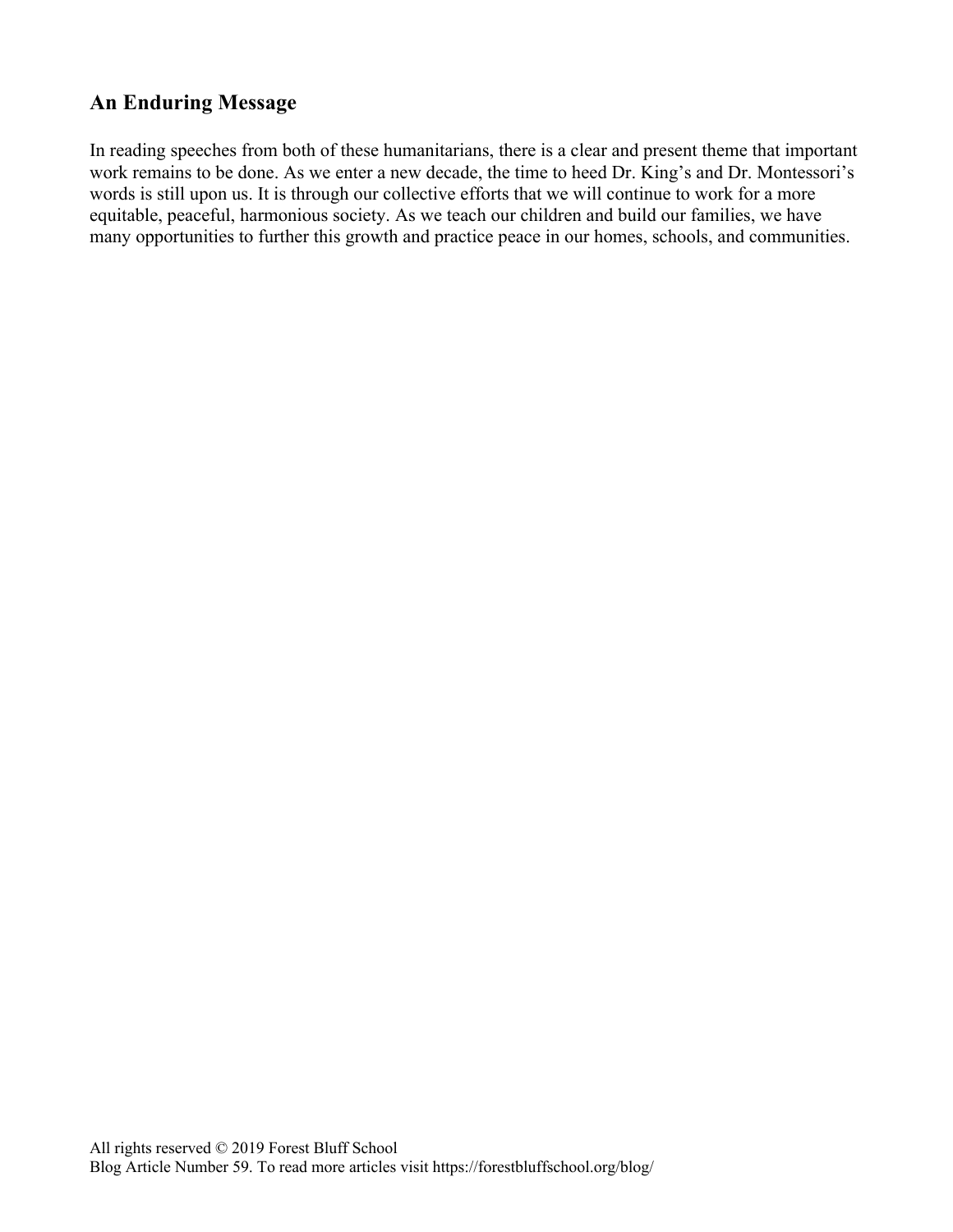## An Enduring Message

In reading speeches from both of these humanitarians, there is a clear and present theme that important work remains to be done. As we enter a new decade, the time to heed Dr. King's and Dr. Montessori's words is still upon us. It is through our collective efforts that we will continue to work for a more equitable, peaceful, harmonious society. As we teach our children and build our families, we have many opportunities to further this growth and practice peace in our homes, schools, and communities.

All rights reserved © 2019 Forest Bluff School
Blog Article Number 59. To read more articles visit https://forestbluffschool.org/blog/